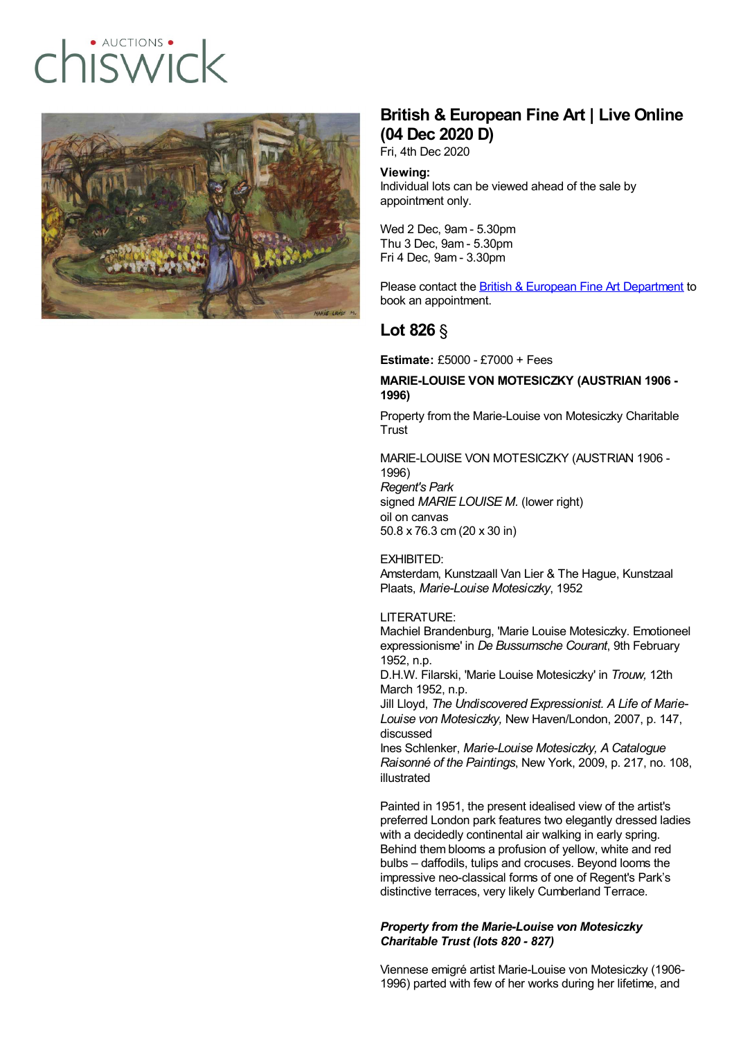# British & European Fine Art | Live Online (04 Dec 2020 D)

Fri, 4th Dec 2020

**Viewing:**
Individual lots can be viewed ahead of the sale by appointment only.

Wed 2 Dec, 9am - 5.30pm
Thu 3 Dec, 9am - 5.30pm
Fri 4 Dec, 9am - 3.30pm

Please contact the British & European Fine Art Department to book an appointment.

## Lot 826 §

**Estimate:** £5000 - £7000 + Fees

**MARIE-LOUISE VON MOTESICZKY (AUSTRIAN 1906 - 1996)**

Property from the Marie-Louise von Motesiczky Charitable Trust

MARIE-LOUISE VON MOTESICZKY (AUSTRIAN 1906 - 1996)
*Regent's Park*
signed *MARIE LOUISE M.* (lower right)
oil on canvas
50.8 x 76.3 cm (20 x 30 in)

EXHIBITED:
Amsterdam, Kunstzaall Van Lier & The Hague, Kunstzaal Plaats, *Marie-Louise Motesiczky*, 1952

LITERATURE:
Machiel Brandenburg, 'Marie Louise Motesiczky. Emotioneel expressionisme' in *De Bussumsche Courant*, 9th February 1952, n.p.
D.H.W. Filarski, 'Marie Louise Motesiczky' in *Trouw,* 12th March 1952, n.p.
Jill Lloyd, *The Undiscovered Expressionist. A Life of Marie-Louise von Motesiczky,* New Haven/London, 2007, p. 147, discussed
Ines Schlenker, *Marie-Louise Motesiczky, A Catalogue Raisonné of the Paintings*, New York, 2009, p. 217, no. 108, illustrated

Painted in 1951, the present idealised view of the artist's preferred London park features two elegantly dressed ladies with a decidedly continental air walking in early spring. Behind them blooms a profusion of yellow, white and red bulbs – daffodils, tulips and crocuses. Beyond looms the impressive neo-classical forms of one of Regent's Park's distinctive terraces, very likely Cumberland Terrace.

***Property from the Marie-Louise von Motesiczky Charitable Trust (lots 820 - 827)***

Viennese emigré artist Marie-Louise von Motesiczky (1906-1996) parted with few of her works during her lifetime, and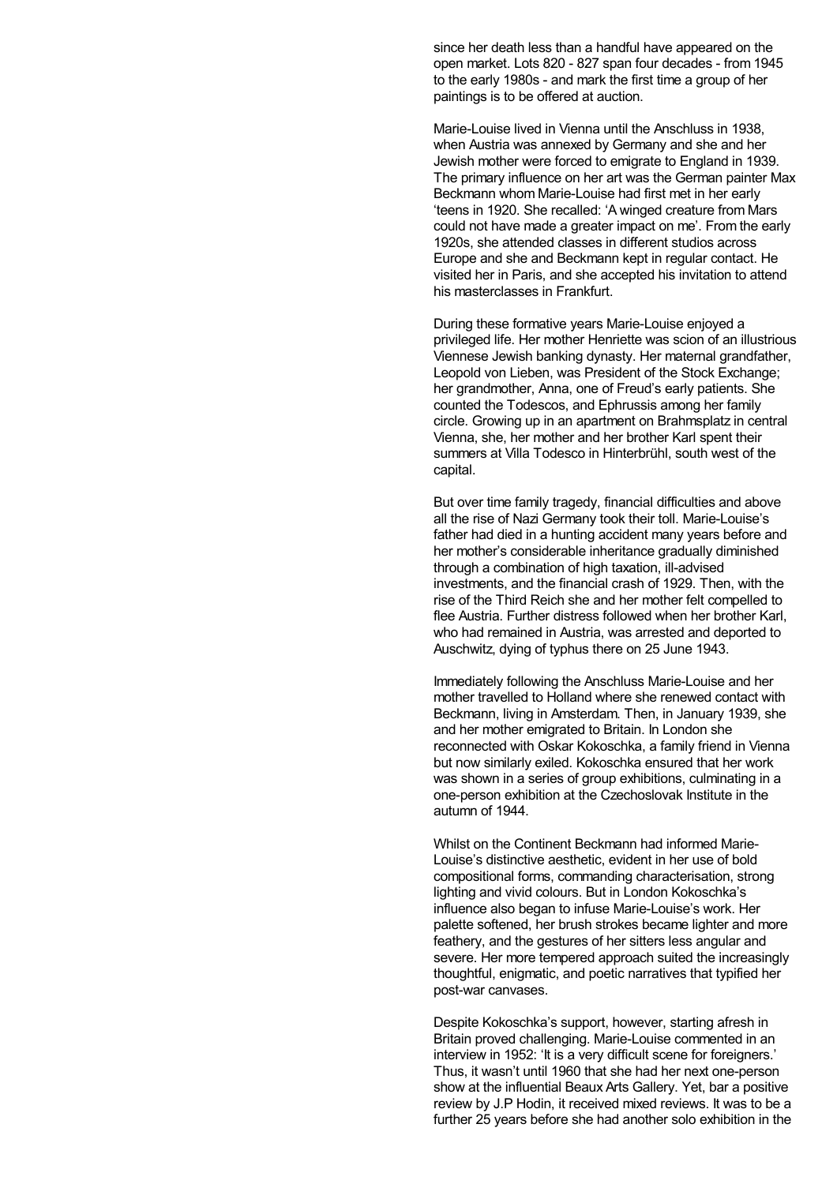since her death less than a handful have appeared on the open market. Lots 820 - 827 span four decades - from 1945 to the early 1980s - and mark the first time a group of her paintings is to be offered at auction.

Marie-Louise lived in Vienna until the Anschluss in 1938, when Austria was annexed by Germany and she and her Jewish mother were forced to emigrate to England in 1939. The primary influence on her art was the German painter Max Beckmann whom Marie-Louise had first met in her early 'teens in 1920. She recalled: 'A winged creature from Mars could not have made a greater impact on me'. From the early 1920s, she attended classes in different studios across Europe and she and Beckmann kept in regular contact. He visited her in Paris, and she accepted his invitation to attend his masterclasses in Frankfurt.

During these formative years Marie-Louise enjoyed a privileged life. Her mother Henriette was scion of an illustrious Viennese Jewish banking dynasty. Her maternal grandfather, Leopold von Lieben, was President of the Stock Exchange; her grandmother, Anna, one of Freud's early patients. She counted the Todescos, and Ephrussis among her family circle. Growing up in an apartment on Brahmsplatz in central Vienna, she, her mother and her brother Karl spent their summers at Villa Todesco in Hinterbrühl, south west of the capital.

But over time family tragedy, financial difficulties and above all the rise of Nazi Germany took their toll. Marie-Louise's father had died in a hunting accident many years before and her mother's considerable inheritance gradually diminished through a combination of high taxation, ill-advised investments, and the financial crash of 1929. Then, with the rise of the Third Reich she and her mother felt compelled to flee Austria. Further distress followed when her brother Karl, who had remained in Austria, was arrested and deported to Auschwitz, dying of typhus there on 25 June 1943.

Immediately following the Anschluss Marie-Louise and her mother travelled to Holland where she renewed contact with Beckmann, living in Amsterdam. Then, in January 1939, she and her mother emigrated to Britain. In London she reconnected with Oskar Kokoschka, a family friend in Vienna but now similarly exiled. Kokoschka ensured that her work was shown in a series of group exhibitions, culminating in a one-person exhibition at the Czechoslovak Institute in the autumn of 1944.

Whilst on the Continent Beckmann had informed Marie-Louise's distinctive aesthetic, evident in her use of bold compositional forms, commanding characterisation, strong lighting and vivid colours. But in London Kokoschka's influence also began to infuse Marie-Louise's work. Her palette softened, her brush strokes became lighter and more feathery, and the gestures of her sitters less angular and severe. Her more tempered approach suited the increasingly thoughtful, enigmatic, and poetic narratives that typified her post-war canvases.

Despite Kokoschka's support, however, starting afresh in Britain proved challenging. Marie-Louise commented in an interview in 1952: 'It is a very difficult scene for foreigners.' Thus, it wasn't until 1960 that she had her next one-person show at the influential Beaux Arts Gallery. Yet, bar a positive review by J.P Hodin, it received mixed reviews. It was to be a further 25 years before she had another solo exhibition in the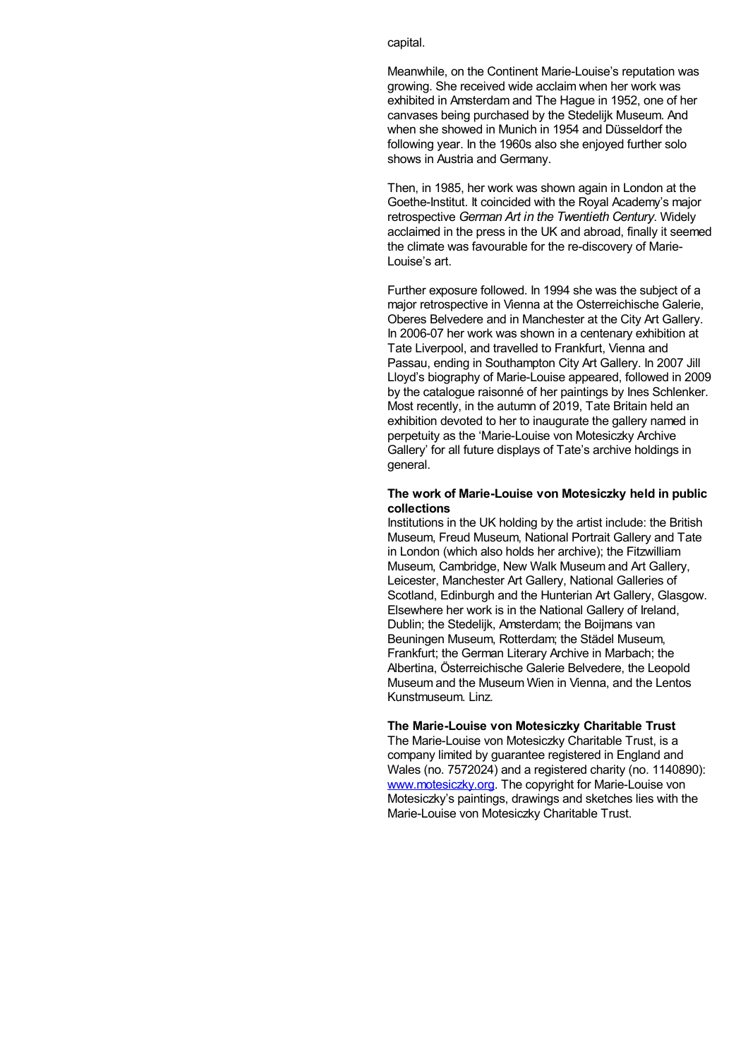capital.

Meanwhile, on the Continent Marie-Louise's reputation was growing. She received wide acclaim when her work was exhibited in Amsterdam and The Hague in 1952, one of her canvases being purchased by the Stedelijk Museum. And when she showed in Munich in 1954 and Düsseldorf the following year. In the 1960s also she enjoyed further solo shows in Austria and Germany.

Then, in 1985, her work was shown again in London at the Goethe-Institut. It coincided with the Royal Academy's major retrospective *German Art in the Twentieth Century*. Widely acclaimed in the press in the UK and abroad, finally it seemed the climate was favourable for the re-discovery of Marie-Louise's art.

Further exposure followed. In 1994 she was the subject of a major retrospective in Vienna at the Osterreichische Galerie, Oberes Belvedere and in Manchester at the City Art Gallery. In 2006-07 her work was shown in a centenary exhibition at Tate Liverpool, and travelled to Frankfurt, Vienna and Passau, ending in Southampton City Art Gallery. In 2007 Jill Lloyd's biography of Marie-Louise appeared, followed in 2009 by the catalogue raisonné of her paintings by Ines Schlenker. Most recently, in the autumn of 2019, Tate Britain held an exhibition devoted to her to inaugurate the gallery named in perpetuity as the 'Marie-Louise von Motesiczky Archive Gallery' for all future displays of Tate's archive holdings in general.

**The work of Marie-Louise von Motesiczky held in public collections**

Institutions in the UK holding by the artist include: the British Museum, Freud Museum, National Portrait Gallery and Tate in London (which also holds her archive); the Fitzwilliam Museum, Cambridge, New Walk Museum and Art Gallery, Leicester, Manchester Art Gallery, National Galleries of Scotland, Edinburgh and the Hunterian Art Gallery, Glasgow. Elsewhere her work is in the National Gallery of Ireland, Dublin; the Stedelijk, Amsterdam; the Boijmans van Beuningen Museum, Rotterdam; the Städel Museum, Frankfurt; the German Literary Archive in Marbach; the Albertina, Österreichische Galerie Belvedere, the Leopold Museum and the Museum Wien in Vienna, and the Lentos Kunstmuseum. Linz.

**The Marie-Louise von Motesiczky Charitable Trust**

The Marie-Louise von Motesiczky Charitable Trust, is a company limited by guarantee registered in England and Wales (no. 7572024) and a registered charity (no. 1140890): www.motesiczky.org. The copyright for Marie-Louise von Motesiczky's paintings, drawings and sketches lies with the Marie-Louise von Motesiczky Charitable Trust.